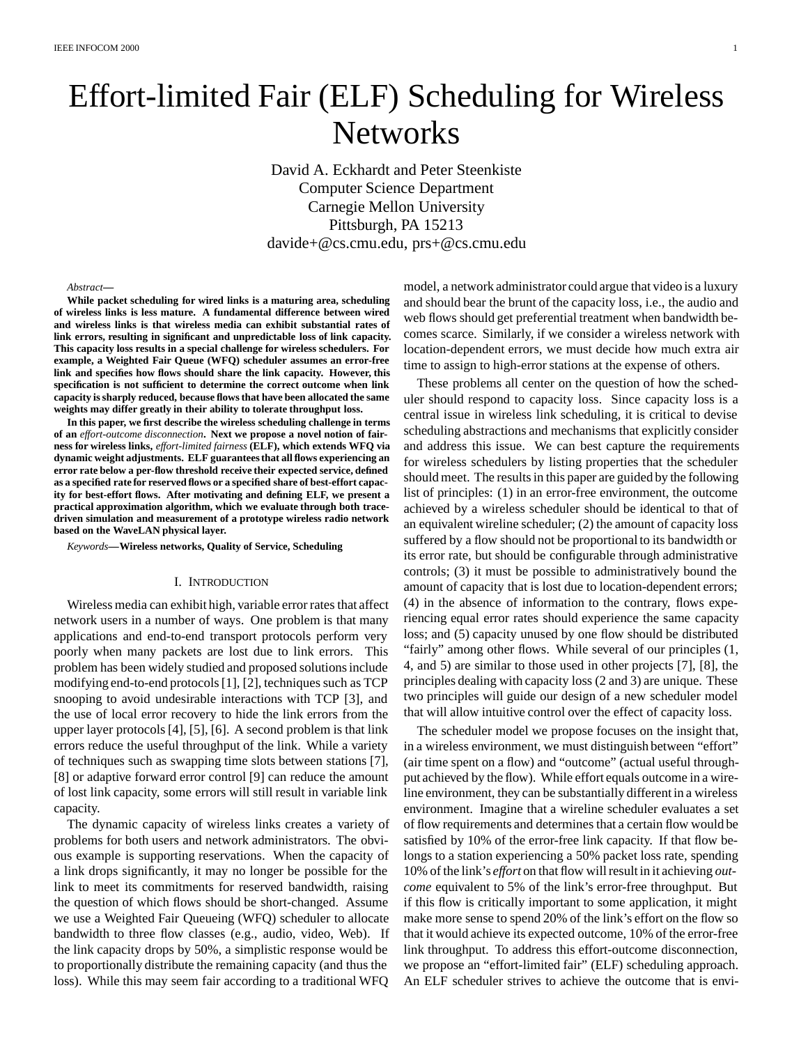# Effort-limited Fair (ELF) Scheduling for Wireless Networks

David A. Eckhardt and Peter Steenkiste
Computer Science Department
Carnegie Mellon University
Pittsburgh, PA 15213
davide+@cs.cmu.edu, prs+@cs.cmu.edu

*Abstract*—

**While packet scheduling for wired links is a maturing area, scheduling of wireless links is less mature. A fundamental difference between wired and wireless links is that wireless media can exhibit substantial rates of link errors, resulting in significant and unpredictable loss of link capacity. This capacity loss results in a special challenge for wireless schedulers. For example, a Weighted Fair Queue (WFQ) scheduler assumes an error-free link and specifies how flows should share the link capacity. However, this specification is not sufficient to determine the correct outcome when link capacity is sharply reduced, because flows that have been allocated the same weights may differ greatly in their ability to tolerate throughput loss.**

**In this paper, we first describe the wireless scheduling challenge in terms of an *effort-outcome disconnection*. Next we propose a novel notion of fairness for wireless links, *effort-limited fairness* (ELF), which extends WFQ via dynamic weight adjustments. ELF guarantees that all flows experiencing an error rate below a per-flow threshold receive their expected service, defined as a specified rate for reserved flows or a specified share of best-effort capacity for best-effort flows. After motivating and defining ELF, we present a practical approximation algorithm, which we evaluate through both trace-driven simulation and measurement of a prototype wireless radio network based on the WaveLAN physical layer.**

*Keywords*—**Wireless networks, Quality of Service, Scheduling**

## I. Introduction

Wireless media can exhibit high, variable error rates that affect network users in a number of ways. One problem is that many applications and end-to-end transport protocols perform very poorly when many packets are lost due to link errors. This problem has been widely studied and proposed solutions include modifying end-to-end protocols [1], [2], techniques such as TCP snooping to avoid undesirable interactions with TCP [3], and the use of local error recovery to hide the link errors from the upper layer protocols [4], [5], [6]. A second problem is that link errors reduce the useful throughput of the link. While a variety of techniques such as swapping time slots between stations [7], [8] or adaptive forward error control [9] can reduce the amount of lost link capacity, some errors will still result in variable link capacity.

The dynamic capacity of wireless links creates a variety of problems for both users and network administrators. The obvious example is supporting reservations. When the capacity of a link drops significantly, it may no longer be possible for the link to meet its commitments for reserved bandwidth, raising the question of which flows should be short-changed. Assume we use a Weighted Fair Queueing (WFQ) scheduler to allocate bandwidth to three flow classes (e.g., audio, video, Web). If the link capacity drops by 50%, a simplistic response would be to proportionally distribute the remaining capacity (and thus the loss). While this may seem fair according to a traditional WFQ model, a network administrator could argue that video is a luxury and should bear the brunt of the capacity loss, i.e., the audio and web flows should get preferential treatment when bandwidth becomes scarce. Similarly, if we consider a wireless network with location-dependent errors, we must decide how much extra air time to assign to high-error stations at the expense of others.

These problems all center on the question of how the scheduler should respond to capacity loss. Since capacity loss is a central issue in wireless link scheduling, it is critical to devise scheduling abstractions and mechanisms that explicitly consider and address this issue. We can best capture the requirements for wireless schedulers by listing properties that the scheduler should meet. The results in this paper are guided by the following list of principles: (1) in an error-free environment, the outcome achieved by a wireless scheduler should be identical to that of an equivalent wireline scheduler; (2) the amount of capacity loss suffered by a flow should not be proportional to its bandwidth or its error rate, but should be configurable through administrative controls; (3) it must be possible to administratively bound the amount of capacity that is lost due to location-dependent errors; (4) in the absence of information to the contrary, flows experiencing equal error rates should experience the same capacity loss; and (5) capacity unused by one flow should be distributed "fairly" among other flows. While several of our principles (1, 4, and 5) are similar to those used in other projects [7], [8], the principles dealing with capacity loss (2 and 3) are unique. These two principles will guide our design of a new scheduler model that will allow intuitive control over the effect of capacity loss.

The scheduler model we propose focuses on the insight that, in a wireless environment, we must distinguish between "effort" (air time spent on a flow) and "outcome" (actual useful throughput achieved by the flow). While effort equals outcome in a wireline environment, they can be substantially different in a wireless environment. Imagine that a wireline scheduler evaluates a set of flow requirements and determines that a certain flow would be satisfied by 10% of the error-free link capacity. If that flow belongs to a station experiencing a 50% packet loss rate, spending 10% of the link's *effort* on that flow will result in it achieving *outcome* equivalent to 5% of the link's error-free throughput. But if this flow is critically important to some application, it might make more sense to spend 20% of the link's effort on the flow so that it would achieve its expected outcome, 10% of the error-free link throughput. To address this effort-outcome disconnection, we propose an "effort-limited fair" (ELF) scheduling approach. An ELF scheduler strives to achieve the outcome that is envi-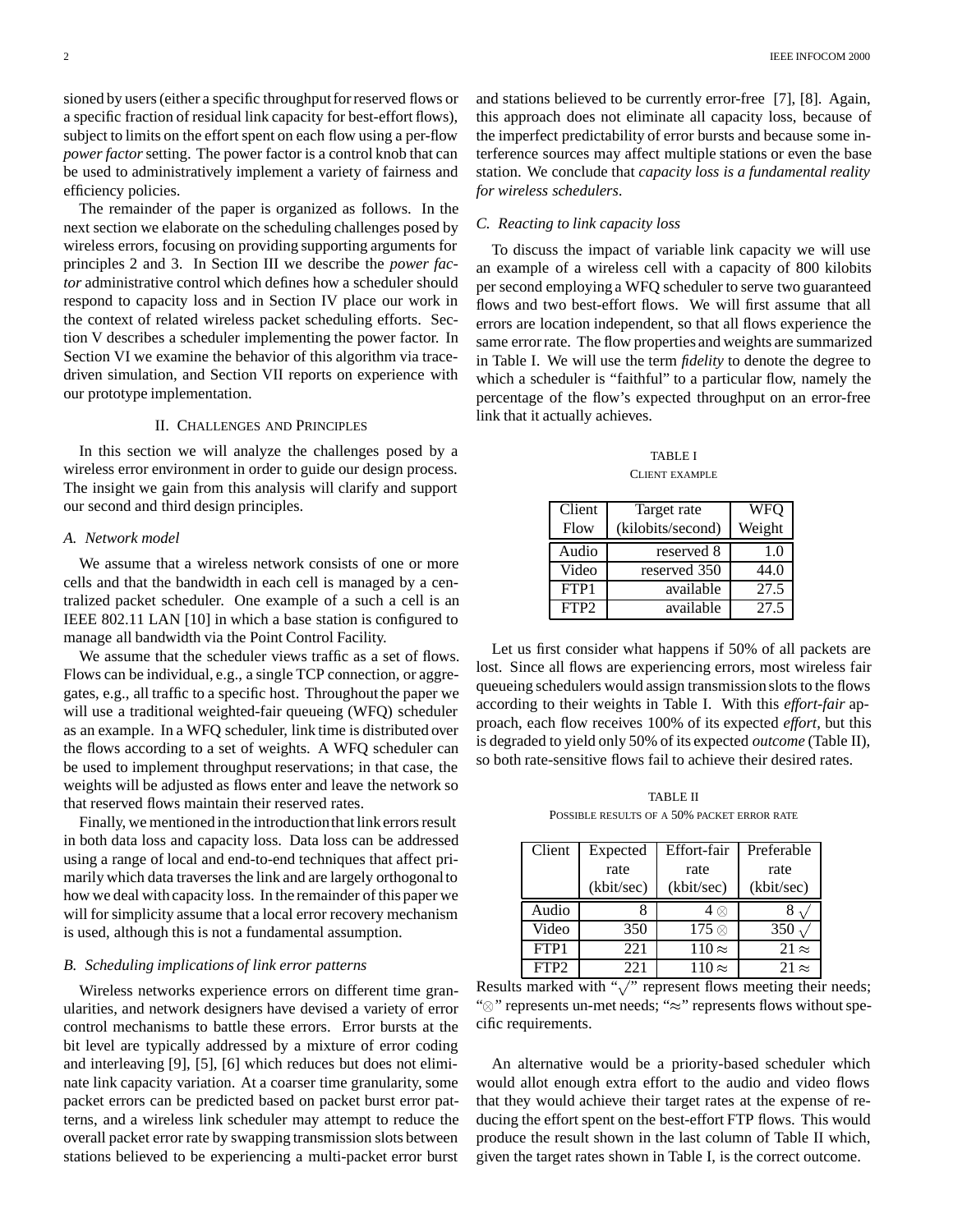sioned by users (either a specific throughput for reserved flows or a specific fraction of residual link capacity for best-effort flows), subject to limits on the effort spent on each flow using a per-flow *power factor* setting. The power factor is a control knob that can be used to administratively implement a variety of fairness and efficiency policies.

The remainder of the paper is organized as follows. In the next section we elaborate on the scheduling challenges posed by wireless errors, focusing on providing supporting arguments for principles 2 and 3. In Section III we describe the *power factor* administrative control which defines how a scheduler should respond to capacity loss and in Section IV place our work in the context of related wireless packet scheduling efforts. Section V describes a scheduler implementing the power factor. In Section VI we examine the behavior of this algorithm via trace-driven simulation, and Section VII reports on experience with our prototype implementation.

## II. Challenges and Principles

In this section we will analyze the challenges posed by a wireless error environment in order to guide our design process. The insight we gain from this analysis will clarify and support our second and third design principles.

### A. Network model

We assume that a wireless network consists of one or more cells and that the bandwidth in each cell is managed by a centralized packet scheduler. One example of a such a cell is an IEEE 802.11 LAN [10] in which a base station is configured to manage all bandwidth via the Point Control Facility.

We assume that the scheduler views traffic as a set of flows. Flows can be individual, e.g., a single TCP connection, or aggregates, e.g., all traffic to a specific host. Throughout the paper we will use a traditional weighted-fair queueing (WFQ) scheduler as an example. In a WFQ scheduler, link time is distributed over the flows according to a set of weights. A WFQ scheduler can be used to implement throughput reservations; in that case, the weights will be adjusted as flows enter and leave the network so that reserved flows maintain their reserved rates.

Finally, we mentioned in the introduction that link errors result in both data loss and capacity loss. Data loss can be addressed using a range of local and end-to-end techniques that affect primarily which data traverses the link and are largely orthogonal to how we deal with capacity loss. In the remainder of this paper we will for simplicity assume that a local error recovery mechanism is used, although this is not a fundamental assumption.

### B. Scheduling implications of link error patterns

Wireless networks experience errors on different time granularities, and network designers have devised a variety of error control mechanisms to battle these errors. Error bursts at the bit level are typically addressed by a mixture of error coding and interleaving [9], [5], [6] which reduces but does not eliminate link capacity variation. At a coarser time granularity, some packet errors can be predicted based on packet burst error patterns, and a wireless link scheduler may attempt to reduce the overall packet error rate by swapping transmission slots between stations believed to be experiencing a multi-packet error burst and stations believed to be currently error-free [7], [8]. Again, this approach does not eliminate all capacity loss, because of the imperfect predictability of error bursts and because some interference sources may affect multiple stations or even the base station. We conclude that *capacity loss is a fundamental reality for wireless schedulers*.

### C. Reacting to link capacity loss

To discuss the impact of variable link capacity we will use an example of a wireless cell with a capacity of 800 kilobits per second employing a WFQ scheduler to serve two guaranteed flows and two best-effort flows. We will first assume that all errors are location independent, so that all flows experience the same error rate. The flow properties and weights are summarized in Table I. We will use the term *fidelity* to denote the degree to which a scheduler is "faithful" to a particular flow, namely the percentage of the flow's expected throughput on an error-free link that it actually achieves.

TABLE I
Client example

| Client Flow | Target rate (kilobits/second) | WFQ Weight |
|---|---|---|
| Audio | reserved 8 | 1.0 |
| Video | reserved 350 | 44.0 |
| FTP1 | available | 27.5 |
| FTP2 | available | 27.5 |

Let us first consider what happens if 50% of all packets are lost. Since all flows are experiencing errors, most wireless fair queueing schedulers would assign transmission slots to the flows according to their weights in Table I. With this *effort-fair* approach, each flow receives 100% of its expected *effort*, but this is degraded to yield only 50% of its expected *outcome* (Table II), so both rate-sensitive flows fail to achieve their desired rates.

TABLE II
Possible results of a 50% packet error rate

| Client | Expected rate (kbit/sec) | Effort-fair rate (kbit/sec) | Preferable rate (kbit/sec) |
|---|---|---|---|
| Audio | 8 | 4 ⊗ | 8 √ |
| Video | 350 | 175 ⊗ | 350 √ |
| FTP1 | 221 | 110 ≈ | 21 ≈ |
| FTP2 | 221 | 110 ≈ | 21 ≈ |

Results marked with "√" represent flows meeting their needs; "⊗" represents un-met needs; "≈" represents flows without specific requirements.

An alternative would be a priority-based scheduler which would allot enough extra effort to the audio and video flows that they would achieve their target rates at the expense of reducing the effort spent on the best-effort FTP flows. This would produce the result shown in the last column of Table II which, given the target rates shown in Table I, is the correct outcome.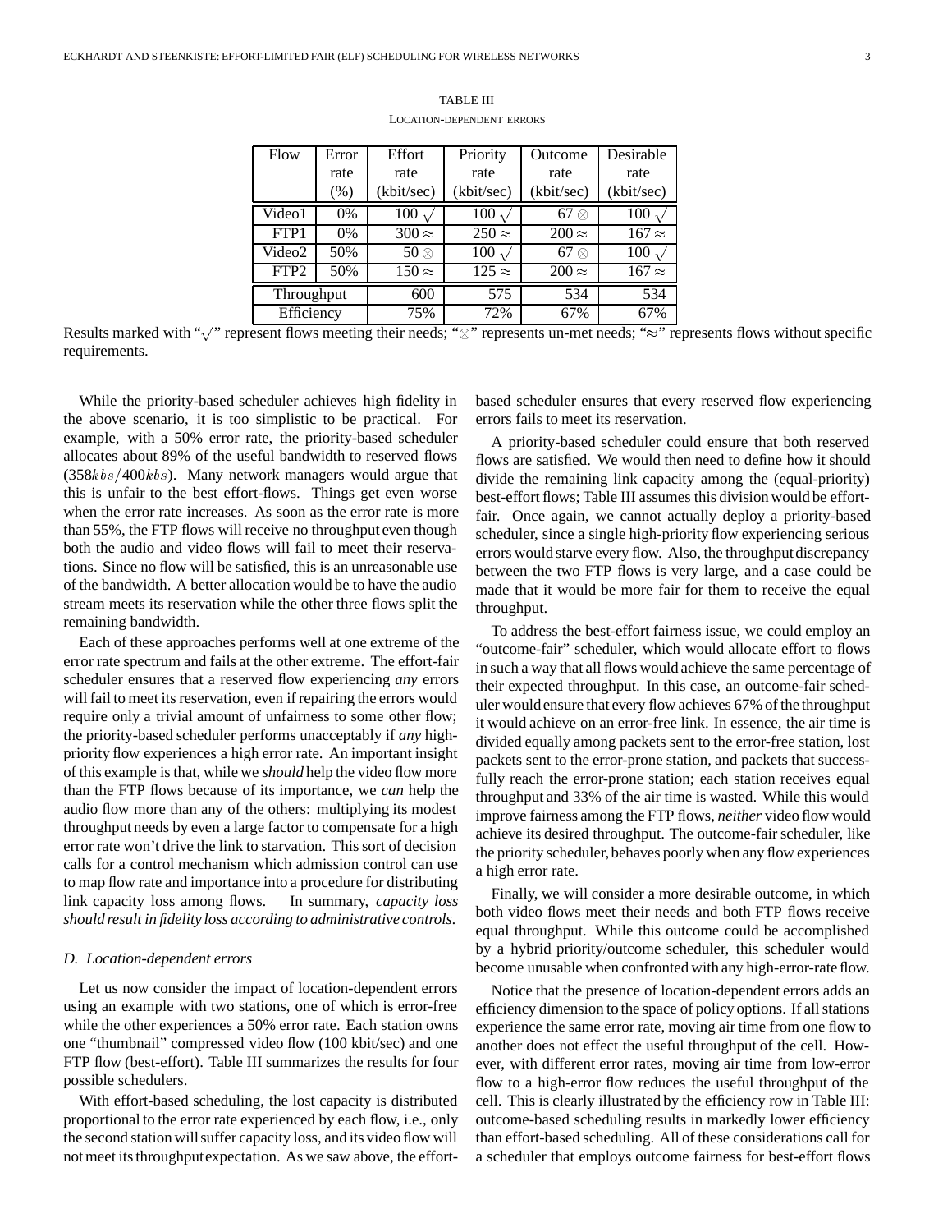TABLE III
LOCATION-DEPENDENT ERRORS

| Flow | Error rate (%) | Effort rate (kbit/sec) | Priority rate (kbit/sec) | Outcome rate (kbit/sec) | Desirable rate (kbit/sec) |
|---|---|---|---|---|---|
| Video1 | 0% | 100 $\surd$ | 100 $\surd$ | 67 $\otimes$ | 100 $\surd$ |
| FTP1 | 0% | 300 $\approx$ | 250 $\approx$ | 200 $\approx$ | 167 $\approx$ |
| Video2 | 50% | 50 $\otimes$ | 100 $\surd$ | 67 $\otimes$ | 100 $\surd$ |
| FTP2 | 50% | 150 $\approx$ | 125 $\approx$ | 200 $\approx$ | 167 $\approx$ |
| Throughput | | 600 | 575 | 534 | 534 |
| Efficiency | | 75% | 72% | 67% | 67% |

Results marked with "$\surd$" represent flows meeting their needs; "$\otimes$" represents un-met needs; "$\approx$" represents flows without specific requirements.

While the priority-based scheduler achieves high fidelity in the above scenario, it is too simplistic to be practical. For example, with a 50% error rate, the priority-based scheduler allocates about 89% of the useful bandwidth to reserved flows ($358kbs/400kbs$). Many network managers would argue that this is unfair to the best effort-flows. Things get even worse when the error rate increases. As soon as the error rate is more than 55%, the FTP flows will receive no throughput even though both the audio and video flows will fail to meet their reservations. Since no flow will be satisfied, this is an unreasonable use of the bandwidth. A better allocation would be to have the audio stream meets its reservation while the other three flows split the remaining bandwidth.

Each of these approaches performs well at one extreme of the error rate spectrum and fails at the other extreme. The effort-fair scheduler ensures that a reserved flow experiencing *any* errors will fail to meet its reservation, even if repairing the errors would require only a trivial amount of unfairness to some other flow; the priority-based scheduler performs unacceptably if *any* high-priority flow experiences a high error rate. An important insight of this example is that, while we *should* help the video flow more than the FTP flows because of its importance, we *can* help the audio flow more than any of the others: multiplying its modest throughput needs by even a large factor to compensate for a high error rate won't drive the link to starvation. This sort of decision calls for a control mechanism which admission control can use to map flow rate and importance into a procedure for distributing link capacity loss among flows. In summary, *capacity loss should result in fidelity loss according to administrative controls.*

### D. Location-dependent errors

Let us now consider the impact of location-dependent errors using an example with two stations, one of which is error-free while the other experiences a 50% error rate. Each station owns one "thumbnail" compressed video flow (100 kbit/sec) and one FTP flow (best-effort). Table III summarizes the results for four possible schedulers.

With effort-based scheduling, the lost capacity is distributed proportional to the error rate experienced by each flow, i.e., only the second station will suffer capacity loss, and its video flow will not meet its throughput expectation. As we saw above, the effort-based scheduler ensures that every reserved flow experiencing errors fails to meet its reservation.

A priority-based scheduler could ensure that both reserved flows are satisfied. We would then need to define how it should divide the remaining link capacity among the (equal-priority) best-effort flows; Table III assumes this division would be effort-fair. Once again, we cannot actually deploy a priority-based scheduler, since a single high-priority flow experiencing serious errors would starve every flow. Also, the throughput discrepancy between the two FTP flows is very large, and a case could be made that it would be more fair for them to receive the equal throughput.

To address the best-effort fairness issue, we could employ an "outcome-fair" scheduler, which would allocate effort to flows in such a way that all flows would achieve the same percentage of their expected throughput. In this case, an outcome-fair scheduler would ensure that every flow achieves 67% of the throughput it would achieve on an error-free link. In essence, the air time is divided equally among packets sent to the error-free station, lost packets sent to the error-prone station, and packets that successfully reach the error-prone station; each station receives equal throughput and 33% of the air time is wasted. While this would improve fairness among the FTP flows, *neither* video flow would achieve its desired throughput. The outcome-fair scheduler, like the priority scheduler, behaves poorly when any flow experiences a high error rate.

Finally, we will consider a more desirable outcome, in which both video flows meet their needs and both FTP flows receive equal throughput. While this outcome could be accomplished by a hybrid priority/outcome scheduler, this scheduler would become unusable when confronted with any high-error-rate flow.

Notice that the presence of location-dependent errors adds an efficiency dimension to the space of policy options. If all stations experience the same error rate, moving air time from one flow to another does not effect the useful throughput of the cell. However, with different error rates, moving air time from low-error flow to a high-error flow reduces the useful throughput of the cell. This is clearly illustrated by the efficiency row in Table III: outcome-based scheduling results in markedly lower efficiency than effort-based scheduling. All of these considerations call for a scheduler that employs outcome fairness for best-effort flows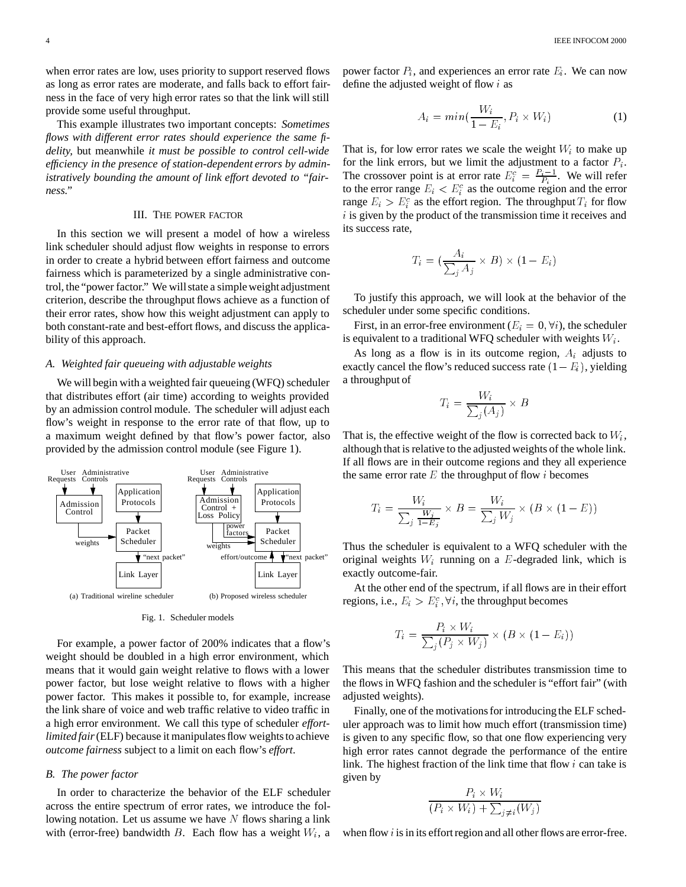when error rates are low, uses priority to support reserved flows as long as error rates are moderate, and falls back to effort fairness in the face of very high error rates so that the link will still provide some useful throughput.

This example illustrates two important concepts: *Sometimes flows with different error rates should experience the same fidelity,* but meanwhile *it must be possible to control cell-wide efficiency in the presence of station-dependent errors by administratively bounding the amount of link effort devoted to "fairness."*

## III. The power factor

In this section we will present a model of how a wireless link scheduler should adjust flow weights in response to errors in order to create a hybrid between effort fairness and outcome fairness which is parameterized by a single administrative control, the "power factor." We will state a simple weight adjustment criterion, describe the throughput flows achieve as a function of their error rates, show how this weight adjustment can apply to both constant-rate and best-effort flows, and discuss the applicability of this approach.

### A. Weighted fair queueing with adjustable weights

We will begin with a weighted fair queueing (WFQ) scheduler that distributes effort (air time) according to weights provided by an admission control module. The scheduler will adjust each flow's weight in response to the error rate of that flow, up to a maximum weight defined by that flow's power factor, also provided by the admission control module (see Figure 1).

Fig. 1. Scheduler models

For example, a power factor of 200% indicates that a flow's weight should be doubled in a high error environment, which means that it would gain weight relative to flows with a lower power factor, but lose weight relative to flows with a higher power factor. This makes it possible to, for example, increase the link share of voice and web traffic relative to video traffic in a high error environment. We call this type of scheduler *effort-limited fair* (ELF) because it manipulates flow weights to achieve *outcome fairness* subject to a limit on each flow's *effort*.

### B. The power factor

In order to characterize the behavior of the ELF scheduler across the entire spectrum of error rates, we introduce the following notation. Let us assume we have $N$ flows sharing a link with (error-free) bandwidth $B$. Each flow has a weight $W_i$, a power factor $P_i$, and experiences an error rate $E_i$. We can now define the adjusted weight of flow $i$ as

$$A_i = min(\frac{W_i}{1 - E_i}, P_i \times W_i) \tag{1}$$

That is, for low error rates we scale the weight $W_i$ to make up for the link errors, but we limit the adjustment to a factor $P_i$. The crossover point is at error rate $E_i^c = \frac{P_i - 1}{P_i}$. We will refer to the error range $E_i < E_i^c$ as the outcome region and the error range $E_i > E_i^c$ as the effort region. The throughput $T_i$ for flow $i$ is given by the product of the transmission time it receives and its success rate,

$$T_i = (\frac{A_i}{\sum_j A_j} \times B) \times (1 - E_i)$$

To justify this approach, we will look at the behavior of the scheduler under some specific conditions.

First, in an error-free environment ($E_i = 0, \forall i$), the scheduler is equivalent to a traditional WFQ scheduler with weights $W_i$.

As long as a flow is in its outcome region, $A_i$ adjusts to exactly cancel the flow's reduced success rate $(1 - E_i)$, yielding a throughput of

$$T_i = \frac{W_i}{\sum_j (A_j)} \times B$$

That is, the effective weight of the flow is corrected back to $W_i$, although that is relative to the adjusted weights of the whole link. If all flows are in their outcome regions and they all experience the same error rate $E$ the throughput of flow $i$ becomes

$$T_i = \frac{W_i}{\sum_j \frac{W_j}{1 - E_j}} \times B = \frac{W_i}{\sum_j W_j} \times (B \times (1 - E))$$

Thus the scheduler is equivalent to a WFQ scheduler with the original weights $W_i$ running on a $E$-degraded link, which is exactly outcome-fair.

At the other end of the spectrum, if all flows are in their effort regions, i.e., $E_i > E_i^c, \forall i$, the throughput becomes

$$T_i = \frac{P_i \times W_i}{\sum_j (P_j \times W_j)} \times (B \times (1 - E_i))$$

This means that the scheduler distributes transmission time to the flows in WFQ fashion and the scheduler is "effort fair" (with adjusted weights).

Finally, one of the motivations for introducing the ELF scheduler approach was to limit how much effort (transmission time) is given to any specific flow, so that one flow experiencing very high error rates cannot degrade the performance of the entire link. The highest fraction of the link time that flow $i$ can take is given by

$$\frac{P_i \times W_i}{(P_i \times W_i) + \sum_{j \neq i} (W_j)}$$

when flow $i$ is in its effort region and all other flows are error-free.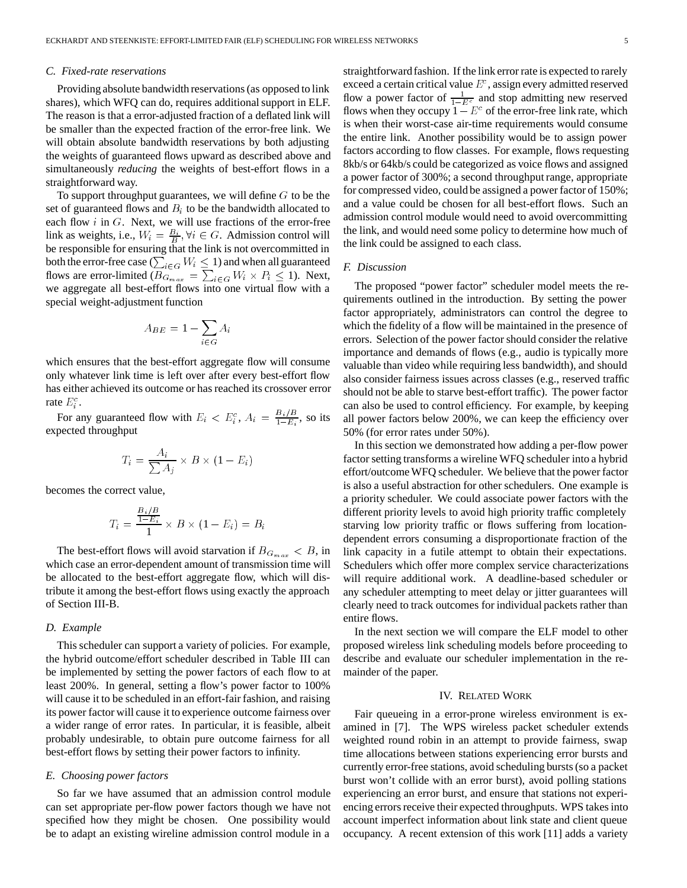### C. Fixed-rate reservations

Providing absolute bandwidth reservations (as opposed to link shares), which WFQ can do, requires additional support in ELF. The reason is that a error-adjusted fraction of a deflated link will be smaller than the expected fraction of the error-free link. We will obtain absolute bandwidth reservations by both adjusting the weights of guaranteed flows upward as described above and simultaneously *reducing* the weights of best-effort flows in a straightforward way.

To support throughput guarantees, we will define $G$ to be the set of guaranteed flows and $B_i$ to be the bandwidth allocated to each flow $i$ in $G$. Next, we will use fractions of the error-free link as weights, i.e., $W_i = \frac{B_i}{B}, \forall i \in G$. Admission control will be responsible for ensuring that the link is not overcommitted in both the error-free case ($\sum_{i \in G} W_i \leq 1$) and when all guaranteed flows are error-limited ($B_{G_{max}} = \sum_{i \in G} W_i \times P_i \leq 1$). Next, we aggregate all best-effort flows into one virtual flow with a special weight-adjustment function

$$A_{BE} = 1 - \sum_{i \in G} A_i$$

which ensures that the best-effort aggregate flow will consume only whatever link time is left over after every best-effort flow has either achieved its outcome or has reached its crossover error rate $E_i^c$.

For any guaranteed flow with $E_i < E_i^c$, $A_i = \frac{B_i/B}{1-E_i}$, so its expected throughput

$$T_i = \frac{A_i}{\sum A_j} \times B \times (1 - E_i)$$

becomes the correct value,

$$T_i = \frac{\frac{B_i/B}{1-E_i}}{1} \times B \times (1 - E_i) = B_i$$

The best-effort flows will avoid starvation if $B_{G_{max}} < B$, in which case an error-dependent amount of transmission time will be allocated to the best-effort aggregate flow, which will distribute it among the best-effort flows using exactly the approach of Section III-B.

### D. Example

This scheduler can support a variety of policies. For example, the hybrid outcome/effort scheduler described in Table III can be implemented by setting the power factors of each flow to at least 200%. In general, setting a flow's power factor to 100% will cause it to be scheduled in an effort-fair fashion, and raising its power factor will cause it to experience outcome fairness over a wider range of error rates. In particular, it is feasible, albeit probably undesirable, to obtain pure outcome fairness for all best-effort flows by setting their power factors to infinity.

### E. Choosing power factors

So far we have assumed that an admission control module can set appropriate per-flow power factors though we have not specified how they might be chosen. One possibility would be to adapt an existing wireline admission control module in a straightforward fashion. If the link error rate is expected to rarely exceed a certain critical value $E^c$, assign every admitted reserved flow a power factor of $\frac{1}{1-E^c}$ and stop admitting new reserved flows when they occupy $1 - E^c$ of the error-free link rate, which is when their worst-case air-time requirements would consume the entire link. Another possibility would be to assign power factors according to flow classes. For example, flows requesting 8kb/s or 64kb/s could be categorized as voice flows and assigned a power factor of 300%; a second throughput range, appropriate for compressed video, could be assigned a power factor of 150%; and a value could be chosen for all best-effort flows. Such an admission control module would need to avoid overcommitting the link, and would need some policy to determine how much of the link could be assigned to each class.

### F. Discussion

The proposed "power factor" scheduler model meets the requirements outlined in the introduction. By setting the power factor appropriately, administrators can control the degree to which the fidelity of a flow will be maintained in the presence of errors. Selection of the power factor should consider the relative importance and demands of flows (e.g., audio is typically more valuable than video while requiring less bandwidth), and should also consider fairness issues across classes (e.g., reserved traffic should not be able to starve best-effort traffic). The power factor can also be used to control efficiency. For example, by keeping all power factors below 200%, we can keep the efficiency over 50% (for error rates under 50%).

In this section we demonstrated how adding a per-flow power factor setting transforms a wireline WFQ scheduler into a hybrid effort/outcome WFQ scheduler. We believe that the power factor is also a useful abstraction for other schedulers. One example is a priority scheduler. We could associate power factors with the different priority levels to avoid high priority traffic completely starving low priority traffic or flows suffering from location-dependent errors consuming a disproportionate fraction of the link capacity in a futile attempt to obtain their expectations. Schedulers which offer more complex service characterizations will require additional work. A deadline-based scheduler or any scheduler attempting to meet delay or jitter guarantees will clearly need to track outcomes for individual packets rather than entire flows.

In the next section we will compare the ELF model to other proposed wireless link scheduling models before proceeding to describe and evaluate our scheduler implementation in the remainder of the paper.

## IV. Related Work

Fair queueing in a error-prone wireless environment is examined in [7]. The WPS wireless packet scheduler extends weighted round robin in an attempt to provide fairness, swap time allocations between stations experiencing error bursts and currently error-free stations, avoid scheduling bursts (so a packet burst won't collide with an error burst), avoid polling stations experiencing an error burst, and ensure that stations not experiencing errors receive their expected throughputs. WPS takes into account imperfect information about link state and client queue occupancy. A recent extension of this work [11] adds a variety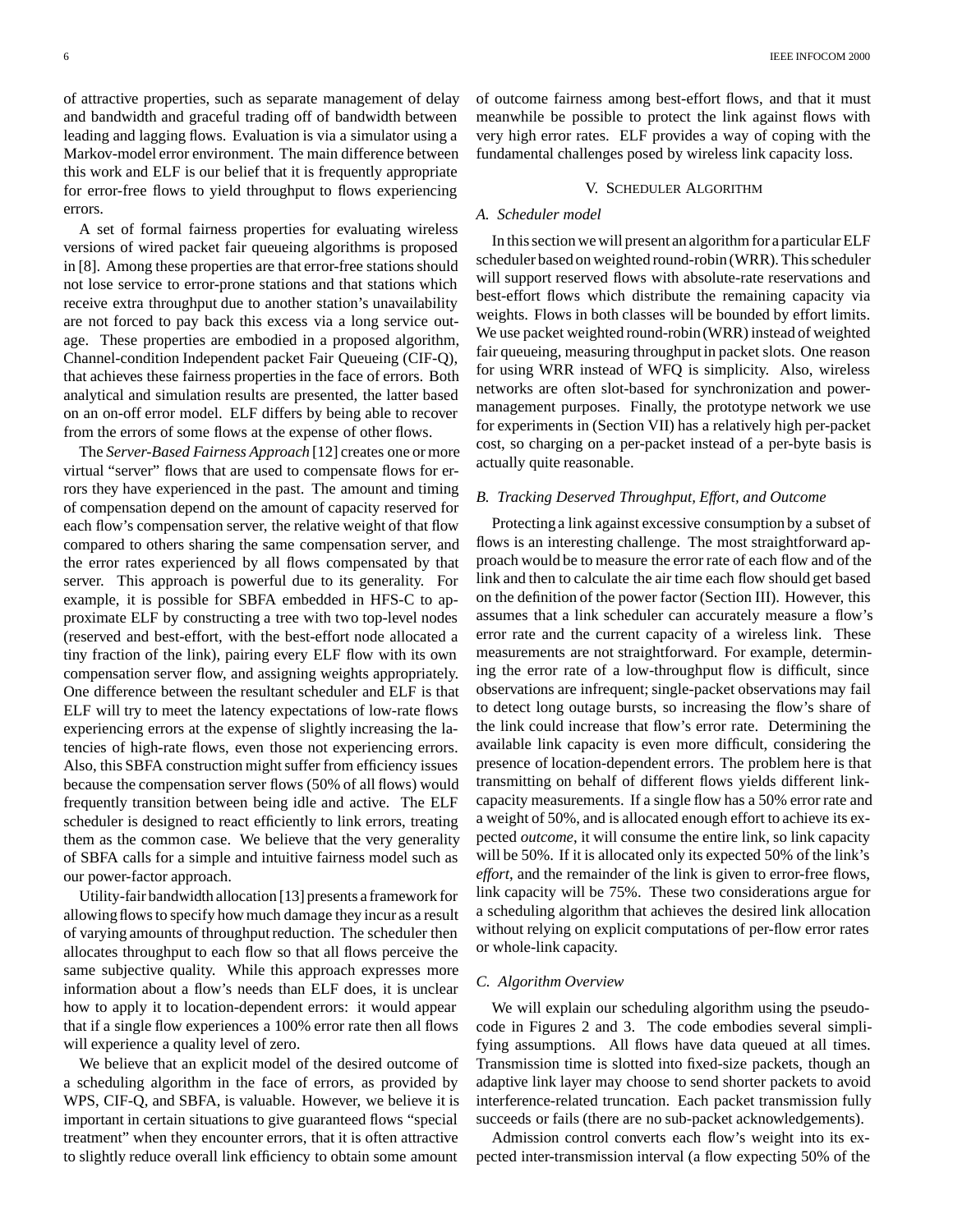of attractive properties, such as separate management of delay and bandwidth and graceful trading off of bandwidth between leading and lagging flows. Evaluation is via a simulator using a Markov-model error environment. The main difference between this work and ELF is our belief that it is frequently appropriate for error-free flows to yield throughput to flows experiencing errors.

A set of formal fairness properties for evaluating wireless versions of wired packet fair queueing algorithms is proposed in [8]. Among these properties are that error-free stations should not lose service to error-prone stations and that stations which receive extra throughput due to another station's unavailability are not forced to pay back this excess via a long service outage. These properties are embodied in a proposed algorithm, Channel-condition Independent packet Fair Queueing (CIF-Q), that achieves these fairness properties in the face of errors. Both analytical and simulation results are presented, the latter based on an on-off error model. ELF differs by being able to recover from the errors of some flows at the expense of other flows.

The *Server-Based Fairness Approach* [12] creates one or more virtual "server" flows that are used to compensate flows for errors they have experienced in the past. The amount and timing of compensation depend on the amount of capacity reserved for each flow's compensation server, the relative weight of that flow compared to others sharing the same compensation server, and the error rates experienced by all flows compensated by that server. This approach is powerful due to its generality. For example, it is possible for SBFA embedded in HFS-C to approximate ELF by constructing a tree with two top-level nodes (reserved and best-effort, with the best-effort node allocated a tiny fraction of the link), pairing every ELF flow with its own compensation server flow, and assigning weights appropriately. One difference between the resultant scheduler and ELF is that ELF will try to meet the latency expectations of low-rate flows experiencing errors at the expense of slightly increasing the latencies of high-rate flows, even those not experiencing errors. Also, this SBFA construction might suffer from efficiency issues because the compensation server flows (50% of all flows) would frequently transition between being idle and active. The ELF scheduler is designed to react efficiently to link errors, treating them as the common case. We believe that the very generality of SBFA calls for a simple and intuitive fairness model such as our power-factor approach.

Utility-fair bandwidth allocation [13] presents a framework for allowing flows to specify how much damage they incur as a result of varying amounts of throughput reduction. The scheduler then allocates throughput to each flow so that all flows perceive the same subjective quality. While this approach expresses more information about a flow's needs than ELF does, it is unclear how to apply it to location-dependent errors: it would appear that if a single flow experiences a 100% error rate then all flows will experience a quality level of zero.

We believe that an explicit model of the desired outcome of a scheduling algorithm in the face of errors, as provided by WPS, CIF-Q, and SBFA, is valuable. However, we believe it is important in certain situations to give guaranteed flows "special treatment" when they encounter errors, that it is often attractive to slightly reduce overall link efficiency to obtain some amount of outcome fairness among best-effort flows, and that it must meanwhile be possible to protect the link against flows with very high error rates. ELF provides a way of coping with the fundamental challenges posed by wireless link capacity loss.

## V. Scheduler Algorithm

### A. Scheduler model

In this section we will present an algorithm for a particular ELF scheduler based on weighted round-robin (WRR). This scheduler will support reserved flows with absolute-rate reservations and best-effort flows which distribute the remaining capacity via weights. Flows in both classes will be bounded by effort limits. We use packet weighted round-robin (WRR) instead of weighted fair queueing, measuring throughput in packet slots. One reason for using WRR instead of WFQ is simplicity. Also, wireless networks are often slot-based for synchronization and power-management purposes. Finally, the prototype network we use for experiments in (Section VII) has a relatively high per-packet cost, so charging on a per-packet instead of a per-byte basis is actually quite reasonable.

### B. Tracking Deserved Throughput, Effort, and Outcome

Protecting a link against excessive consumption by a subset of flows is an interesting challenge. The most straightforward approach would be to measure the error rate of each flow and of the link and then to calculate the air time each flow should get based on the definition of the power factor (Section III). However, this assumes that a link scheduler can accurately measure a flow's error rate and the current capacity of a wireless link. These measurements are not straightforward. For example, determining the error rate of a low-throughput flow is difficult, since observations are infrequent; single-packet observations may fail to detect long outage bursts, so increasing the flow's share of the link could increase that flow's error rate. Determining the available link capacity is even more difficult, considering the presence of location-dependent errors. The problem here is that transmitting on behalf of different flows yields different link-capacity measurements. If a single flow has a 50% error rate and a weight of 50%, and is allocated enough effort to achieve its expected *outcome*, it will consume the entire link, so link capacity will be 50%. If it is allocated only its expected 50% of the link's *effort*, and the remainder of the link is given to error-free flows, link capacity will be 75%. These two considerations argue for a scheduling algorithm that achieves the desired link allocation without relying on explicit computations of per-flow error rates or whole-link capacity.

### C. Algorithm Overview

We will explain our scheduling algorithm using the pseudocode in Figures 2 and 3. The code embodies several simplifying assumptions. All flows have data queued at all times. Transmission time is slotted into fixed-size packets, though an adaptive link layer may choose to send shorter packets to avoid interference-related truncation. Each packet transmission fully succeeds or fails (there are no sub-packet acknowledgements).

Admission control converts each flow's weight into its expected inter-transmission interval (a flow expecting 50% of the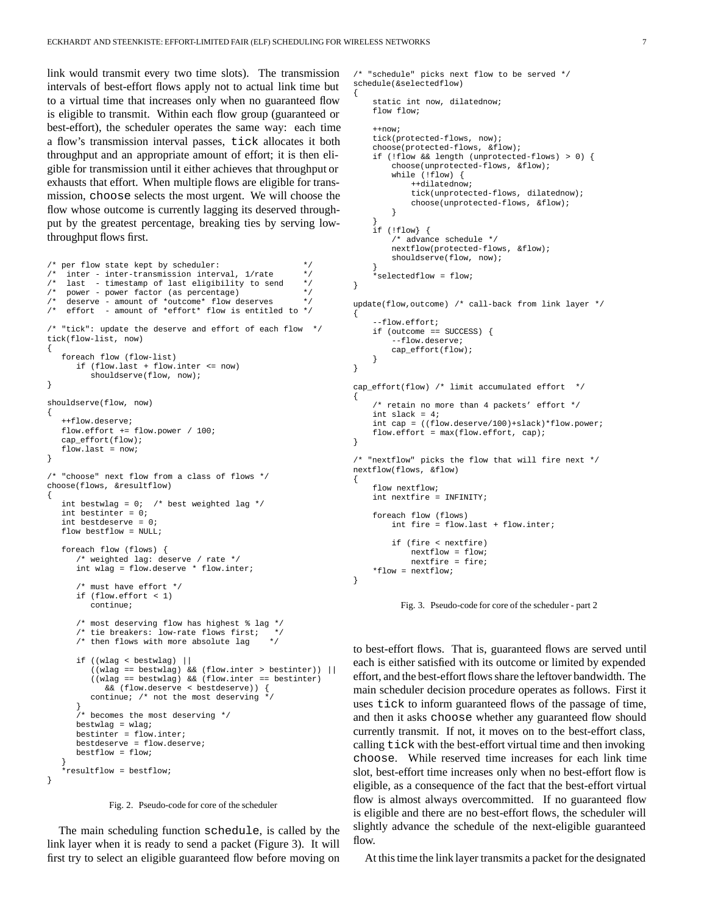link would transmit every two time slots). The transmission intervals of best-effort flows apply not to actual link time but to a virtual time that increases only when no guaranteed flow is eligible to transmit. Within each flow group (guaranteed or best-effort), the scheduler operates the same way: each time a flow's transmission interval passes, `tick` allocates it both throughput and an appropriate amount of effort; it is then eligible for transmission until it either achieves that throughput or exhausts that effort. When multiple flows are eligible for transmission, `choose` selects the most urgent. We will choose the flow whose outcome is currently lagging its deserved throughput by the greatest percentage, breaking ties by serving low-throughput flows first.

```
/* per flow state kept by scheduler:                  */
/*  inter - inter-transmission interval, 1/rate       */
/*  last  - timestamp of last eligibility to send     */
/*  power - power factor (as percentage)              */
/*  deserve - amount of *outcome* flow deserves       */
/*  effort  - amount of *effort* flow is entitled to */

/* "tick": update the deserve and effort of each flow  */
tick(flow-list, now)
{
   foreach flow (flow-list)
      if (flow.last + flow.inter <= now)
         shouldserve(flow, now);
}

shouldserve(flow, now)
{
   ++flow.deserve;
   flow.effort += flow.power / 100;
   cap_effort(flow);
   flow.last = now;
}

/* "choose" next flow from a class of flows */
choose(flows, &resultflow)
{
   int bestwlag = 0;  /* best weighted lag */
   int bestinter = 0;
   int bestdeserve = 0;
   flow bestflow = NULL;

   foreach flow (flows) {
      /* weighted lag: deserve / rate */
      int wlag = flow.deserve * flow.inter;

      /* must have effort */
      if (flow.effort < 1)
         continue;

      /* most deserving flow has highest % lag */
      /* tie breakers: low-rate flows first;   */
      /* then flows with more absolute lag    */

      if ((wlag < bestwlag) ||
         ((wlag == bestwlag) && (flow.inter > bestinter)) ||
         ((wlag == bestwlag) && (flow.inter == bestinter)
            && (flow.deserve < bestdeserve)) {
         continue; /* not the most deserving */
      }
      /* becomes the most deserving */
      bestwlag = wlag;
      bestinter = flow.inter;
      bestdeserve = flow.deserve;
      bestflow = flow;
   }
   *resultflow = bestflow;
}
```

Fig. 2. Pseudo-code for core of the scheduler

The main scheduling function `schedule`, is called by the link layer when it is ready to send a packet (Figure 3). It will first try to select an eligible guaranteed flow before moving on to best-effort flows. That is, guaranteed flows are served until each is either satisfied with its outcome or limited by expended effort, and the best-effort flows share the leftover bandwidth. The main scheduler decision procedure operates as follows. First it uses `tick` to inform guaranteed flows of the passage of time, and then it asks `choose` whether any guaranteed flow should currently transmit. If not, it moves on to the best-effort class, calling `tick` with the best-effort virtual time and then invoking `choose`. While reserved time increases for each link time slot, best-effort time increases only when no best-effort flow is eligible, as a consequence of the fact that the best-effort virtual flow is almost always overcommitted. If no guaranteed flow is eligible and there are no best-effort flows, the scheduler will slightly advance the schedule of the next-eligible guaranteed flow.

```
/* "schedule" picks next flow to be served */
schedule(&selectedflow)
{
    static int now, dilatednow;
    flow flow;

    ++now;
    tick(protected-flows, now);
    choose(protected-flows, &flow);
    if (!flow && length (unprotected-flows) > 0) {
        choose(unprotected-flows, &flow);
        while (!flow) {
            ++dilatednow;
            tick(unprotected-flows, dilatednow);
            choose(unprotected-flows, &flow);
        }
    }
    if (!flow} {
        /* advance schedule */
        nextflow(protected-flows, &flow);
        shouldserve(flow, now);
    }
    *selectedflow = flow;
}

update(flow,outcome) /* call-back from link layer */
{
    --flow.effort;
    if (outcome == SUCCESS) {
        --flow.deserve;
        cap_effort(flow);
    }
}

cap_effort(flow) /* limit accumulated effort  */
{
    /* retain no more than 4 packets' effort */
    int slack = 4;
    int cap = ((flow.deserve/100)+slack)*flow.power;
    flow.effort = max(flow.effort, cap);
}

/* "nextflow" picks the flow that will fire next */
nextflow(flows, &flow)
{
    flow nextflow;
    int nextfire = INFINITY;

    foreach flow (flows)
        int fire = flow.last + flow.inter;

        if (fire < nextfire)
            nextflow = flow;
            nextfire = fire;
    *flow = nextflow;
}
```

Fig. 3. Pseudo-code for core of the scheduler - part 2

At this time the link layer transmits a packet for the designated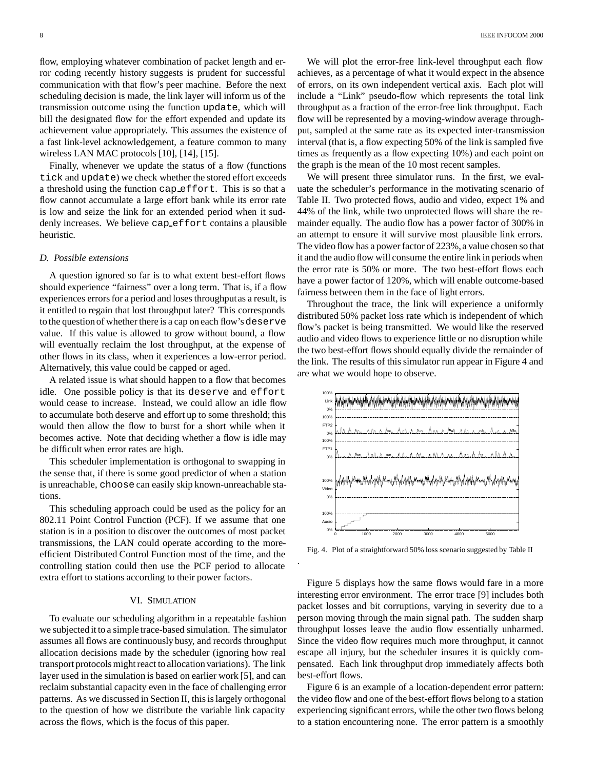flow, employing whatever combination of packet length and error coding recently history suggests is prudent for successful communication with that flow's peer machine. Before the next scheduling decision is made, the link layer will inform us of the transmission outcome using the function `update`, which will bill the designated flow for the effort expended and update its achievement value appropriately. This assumes the existence of a fast link-level acknowledgement, a feature common to many wireless LAN MAC protocols [10], [14], [15].

Finally, whenever we update the status of a flow (functions `tick` and `update`) we check whether the stored effort exceeds a threshold using the function `cap_effort`. This is so that a flow cannot accumulate a large effort bank while its error rate is low and seize the link for an extended period when it suddenly increases. We believe `cap_effort` contains a plausible heuristic.

### *D. Possible extensions*

A question ignored so far is to what extent best-effort flows should experience "fairness" over a long term. That is, if a flow experiences errors for a period and loses throughput as a result, is it entitled to regain that lost throughput later? This corresponds to the question of whether there is a cap on each flow's `deserve` value. If this value is allowed to grow without bound, a flow will eventually reclaim the lost throughput, at the expense of other flows in its class, when it experiences a low-error period. Alternatively, this value could be capped or aged.

A related issue is what should happen to a flow that becomes idle. One possible policy is that its `deserve` and `effort` would cease to increase. Instead, we could allow an idle flow to accumulate both deserve and effort up to some threshold; this would then allow the flow to burst for a short while when it becomes active. Note that deciding whether a flow is idle may be difficult when error rates are high.

This scheduler implementation is orthogonal to swapping in the sense that, if there is some good predictor of when a station is unreachable, `choose` can easily skip known-unreachable stations.

This scheduling approach could be used as the policy for an 802.11 Point Control Function (PCF). If we assume that one station is in a position to discover the outcomes of most packet transmissions, the LAN could operate according to the more-efficient Distributed Control Function most of the time, and the controlling station could then use the PCF period to allocate extra effort to stations according to their power factors.

## VI. SIMULATION

To evaluate our scheduling algorithm in a repeatable fashion we subjected it to a simple trace-based simulation. The simulator assumes all flows are continuously busy, and records throughput allocation decisions made by the scheduler (ignoring how real transport protocols might react to allocation variations). The link layer used in the simulation is based on earlier work [5], and can reclaim substantial capacity even in the face of challenging error patterns. As we discussed in Section II, this is largely orthogonal to the question of how we distribute the variable link capacity across the flows, which is the focus of this paper.

We will plot the error-free link-level throughput each flow achieves, as a percentage of what it would expect in the absence of errors, on its own independent vertical axis. Each plot will include a "Link" pseudo-flow which represents the total link throughput as a fraction of the error-free link throughput. Each flow will be represented by a moving-window average throughput, sampled at the same rate as its expected inter-transmission interval (that is, a flow expecting 50% of the link is sampled five times as frequently as a flow expecting 10%) and each point on the graph is the mean of the 10 most recent samples.

We will present three simulator runs. In the first, we evaluate the scheduler's performance in the motivating scenario of Table II. Two protected flows, audio and video, expect 1% and 44% of the link, while two unprotected flows will share the remainder equally. The audio flow has a power factor of 300% in an attempt to ensure it will survive most plausible link errors. The video flow has a power factor of 223%, a value chosen so that it and the audio flow will consume the entire link in periods when the error rate is 50% or more. The two best-effort flows each have a power factor of 120%, which will enable outcome-based fairness between them in the face of light errors.

Throughout the trace, the link will experience a uniformly distributed 50% packet loss rate which is independent of which flow's packet is being transmitted. We would like the reserved audio and video flows to experience little or no disruption while the two best-effort flows should equally divide the remainder of the link. The results of this simulator run appear in Figure 4 and are what we would hope to observe.

Fig. 4. Plot of a straightforward 50% loss scenario suggested by Table II

Figure 5 displays how the same flows would fare in a more interesting error environment. The error trace [9] includes both packet losses and bit corruptions, varying in severity due to a person moving through the main signal path. The sudden sharp throughput losses leave the audio flow essentially unharmed. Since the video flow requires much more throughput, it cannot escape all injury, but the scheduler insures it is quickly compensated. Each link throughput drop immediately affects both best-effort flows.

Figure 6 is an example of a location-dependent error pattern: the video flow and one of the best-effort flows belong to a station experiencing significant errors, while the other two flows belong to a station encountering none. The error pattern is a smoothly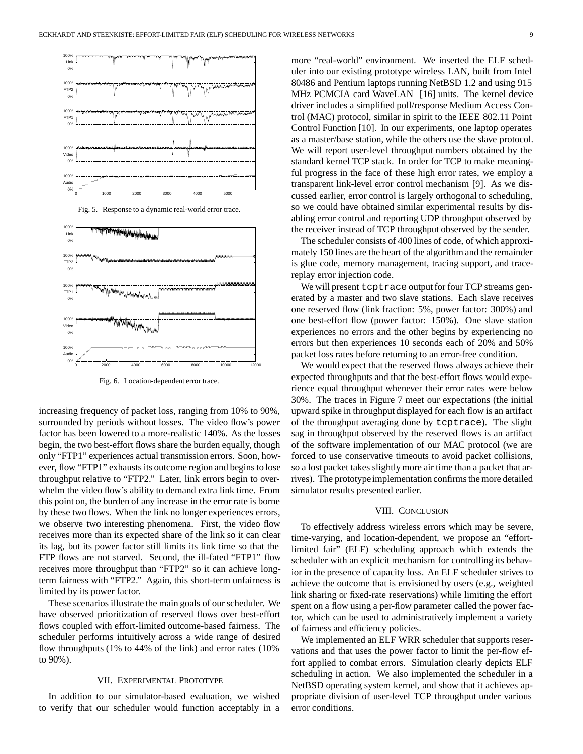Fig. 5. Response to a dynamic real-world error trace.

Fig. 6. Location-dependent error trace.

increasing frequency of packet loss, ranging from 10% to 90%, surrounded by periods without losses. The video flow's power factor has been lowered to a more-realistic 140%. As the losses begin, the two best-effort flows share the burden equally, though only "FTP1" experiences actual transmission errors. Soon, however, flow "FTP1" exhausts its outcome region and begins to lose throughput relative to "FTP2." Later, link errors begin to overwhelm the video flow's ability to demand extra link time. From this point on, the burden of any increase in the error rate is borne by these two flows. When the link no longer experiences errors, we observe two interesting phenomena. First, the video flow receives more than its expected share of the link so it can clear its lag, but its power factor still limits its link time so that the FTP flows are not starved. Second, the ill-fated "FTP1" flow receives more throughput than "FTP2" so it can achieve long-term fairness with "FTP2." Again, this short-term unfairness is limited by its power factor.

These scenarios illustrate the main goals of our scheduler. We have observed prioritization of reserved flows over best-effort flows coupled with effort-limited outcome-based fairness. The scheduler performs intuitively across a wide range of desired flow throughputs (1% to 44% of the link) and error rates (10% to 90%).

## VII. Experimental Prototype

In addition to our simulator-based evaluation, we wished to verify that our scheduler would function acceptably in a more "real-world" environment. We inserted the ELF scheduler into our existing prototype wireless LAN, built from Intel 80486 and Pentium laptops running NetBSD 1.2 and using 915 MHz PCMCIA card WaveLAN [16] units. The kernel device driver includes a simplified poll/response Medium Access Control (MAC) protocol, similar in spirit to the IEEE 802.11 Point Control Function [10]. In our experiments, one laptop operates as a master/base station, while the others use the slave protocol. We will report user-level throughput numbers obtained by the standard kernel TCP stack. In order for TCP to make meaningful progress in the face of these high error rates, we employ a transparent link-level error control mechanism [9]. As we discussed earlier, error control is largely orthogonal to scheduling, so we could have obtained similar experimental results by disabling error control and reporting UDP throughput observed by the receiver instead of TCP throughput observed by the sender.

The scheduler consists of 400 lines of code, of which approximately 150 lines are the heart of the algorithm and the remainder is glue code, memory management, tracing support, and trace-replay error injection code.

We will present `tcptrace` output for four TCP streams generated by a master and two slave stations. Each slave receives one reserved flow (link fraction: 5%, power factor: 300%) and one best-effort flow (power factor: 150%). One slave station experiences no errors and the other begins by experiencing no errors but then experiences 10 seconds each of 20% and 50% packet loss rates before returning to an error-free condition.

We would expect that the reserved flows always achieve their expected throughputs and that the best-effort flows would experience equal throughput whenever their error rates were below 30%. The traces in Figure 7 meet our expectations (the initial upward spike in throughput displayed for each flow is an artifact of the throughput averaging done by `tcptrace`). The slight sag in throughput observed by the reserved flows is an artifact of the software implementation of our MAC protocol (we are forced to use conservative timeouts to avoid packet collisions, so a lost packet takes slightly more air time than a packet that arrives). The prototype implementation confirms the more detailed simulator results presented earlier.

## VIII. Conclusion

To effectively address wireless errors which may be severe, time-varying, and location-dependent, we propose an "effort-limited fair" (ELF) scheduling approach which extends the scheduler with an explicit mechanism for controlling its behavior in the presence of capacity loss. An ELF scheduler strives to achieve the outcome that is envisioned by users (e.g., weighted link sharing or fixed-rate reservations) while limiting the effort spent on a flow using a per-flow parameter called the power factor, which can be used to administratively implement a variety of fairness and efficiency policies.

We implemented an ELF WRR scheduler that supports reservations and that uses the power factor to limit the per-flow effort applied to combat errors. Simulation clearly depicts ELF scheduling in action. We also implemented the scheduler in a NetBSD operating system kernel, and show that it achieves appropriate division of user-level TCP throughput under various error conditions.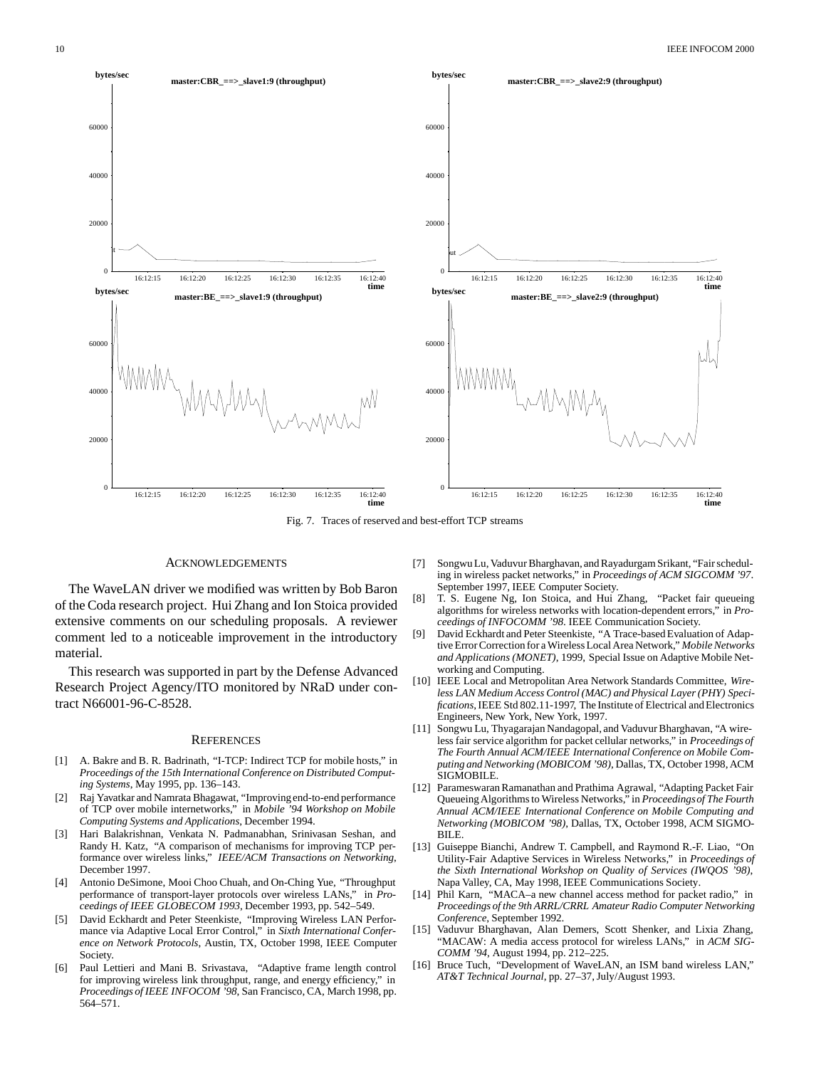bytes/sec

master:CBR_==>_slave1:9 (throughput)

60000

40000

20000

0

16:12:15 16:12:20 16:12:25 16:12:30 16:12:35 16:12:40

time

bytes/sec

master:CBR_==>_slave2:9 (throughput)

60000

40000

20000

0

16:12:15 16:12:20 16:12:25 16:12:30 16:12:35 16:12:40

time

bytes/sec

master:BE_==>_slave1:9 (throughput)

60000

40000

20000

0

16:12:15 16:12:20 16:12:25 16:12:30 16:12:35 16:12:40

time

bytes/sec

master:BE_==>_slave2:9 (throughput)

60000

40000

20000

0

16:12:15 16:12:20 16:12:25 16:12:30 16:12:35 16:12:40

time

Fig. 7. Traces of reserved and best-effort TCP streams

## Acknowledgements

The WaveLAN driver we modified was written by Bob Baron of the Coda research project. Hui Zhang and Ion Stoica provided extensive comments on our scheduling proposals. A reviewer comment led to a noticeable improvement in the introductory material.

This research was supported in part by the Defense Advanced Research Project Agency/ITO monitored by NRaD under contract N66001-96-C-8528.

## References

[1] A. Bakre and B. R. Badrinath, "I-TCP: Indirect TCP for mobile hosts," in *Proceedings of the 15th International Conference on Distributed Computing Systems*, May 1995, pp. 136–143.

[2] Raj Yavatkar and Namrata Bhagawat, "Improving end-to-end performance of TCP over mobile internetworks," in *Mobile '94 Workshop on Mobile Computing Systems and Applications*, December 1994.

[3] Hari Balakrishnan, Venkata N. Padmanabhan, Srinivasan Seshan, and Randy H. Katz, "A comparison of mechanisms for improving TCP performance over wireless links," *IEEE/ACM Transactions on Networking*, December 1997.

[4] Antonio DeSimone, Mooi Choo Chuah, and On-Ching Yue, "Throughput performance of transport-layer protocols over wireless LANs," in *Proceedings of IEEE GLOBECOM 1993*, December 1993, pp. 542–549.

[5] David Eckhardt and Peter Steenkiste, "Improving Wireless LAN Performance via Adaptive Local Error Control," in *Sixth International Conference on Network Protocols*, Austin, TX, October 1998, IEEE Computer Society.

[6] Paul Lettieri and Mani B. Srivastava, "Adaptive frame length control for improving wireless link throughput, range, and energy efficiency," in *Proceedings of IEEE INFOCOM '98*, San Francisco, CA, March 1998, pp. 564–571.

[7] Songwu Lu, Vaduvur Bharghavan, and Rayadurgam Srikant, "Fair scheduling in wireless packet networks," in *Proceedings of ACM SIGCOMM '97*. September 1997, IEEE Computer Society.

[8] T. S. Eugene Ng, Ion Stoica, and Hui Zhang, "Packet fair queueing algorithms for wireless networks with location-dependent errors," in *Proceedings of INFOCOMM '98*. IEEE Communication Society.

[9] David Eckhardt and Peter Steenkiste, "A Trace-based Evaluation of Adaptive Error Correction for a Wireless Local Area Network," *Mobile Networks and Applications (MONET)*, 1999, Special Issue on Adaptive Mobile Networking and Computing.

[10] IEEE Local and Metropolitan Area Network Standards Committee, *Wireless LAN Medium Access Control (MAC) and Physical Layer (PHY) Specifications*, IEEE Std 802.11-1997, The Institute of Electrical and Electronics Engineers, New York, New York, 1997.

[11] Songwu Lu, Thyagarajan Nandagopal, and Vaduvur Bharghavan, "A wireless fair service algorithm for packet cellular networks," in *Proceedings of The Fourth Annual ACM/IEEE International Conference on Mobile Computing and Networking (MOBICOM '98)*, Dallas, TX, October 1998, ACM SIGMOBILE.

[12] Parameswaran Ramanathan and Prathima Agrawal, "Adapting Packet Fair Queueing Algorithms to Wireless Networks," in *Proceedings of The Fourth Annual ACM/IEEE International Conference on Mobile Computing and Networking (MOBICOM '98)*, Dallas, TX, October 1998, ACM SIGMOBILE.

[13] Guiseppe Bianchi, Andrew T. Campbell, and Raymond R.-F. Liao, "On Utility-Fair Adaptive Services in Wireless Networks," in *Proceedings of the Sixth International Workshop on Quality of Services (IWQOS '98)*, Napa Valley, CA, May 1998, IEEE Communications Society.

[14] Phil Karn, "MACA–a new channel access method for packet radio," in *Proceedings of the 9th ARRL/CRRL Amateur Radio Computer Networking Conference*, September 1992.

[15] Vaduvur Bharghavan, Alan Demers, Scott Shenker, and Lixia Zhang, "MACAW: A media access protocol for wireless LANs," in *ACM SIGCOMM '94*, August 1994, pp. 212–225.

[16] Bruce Tuch, "Development of WaveLAN, an ISM band wireless LAN," *AT&T Technical Journal*, pp. 27–37, July/August 1993.